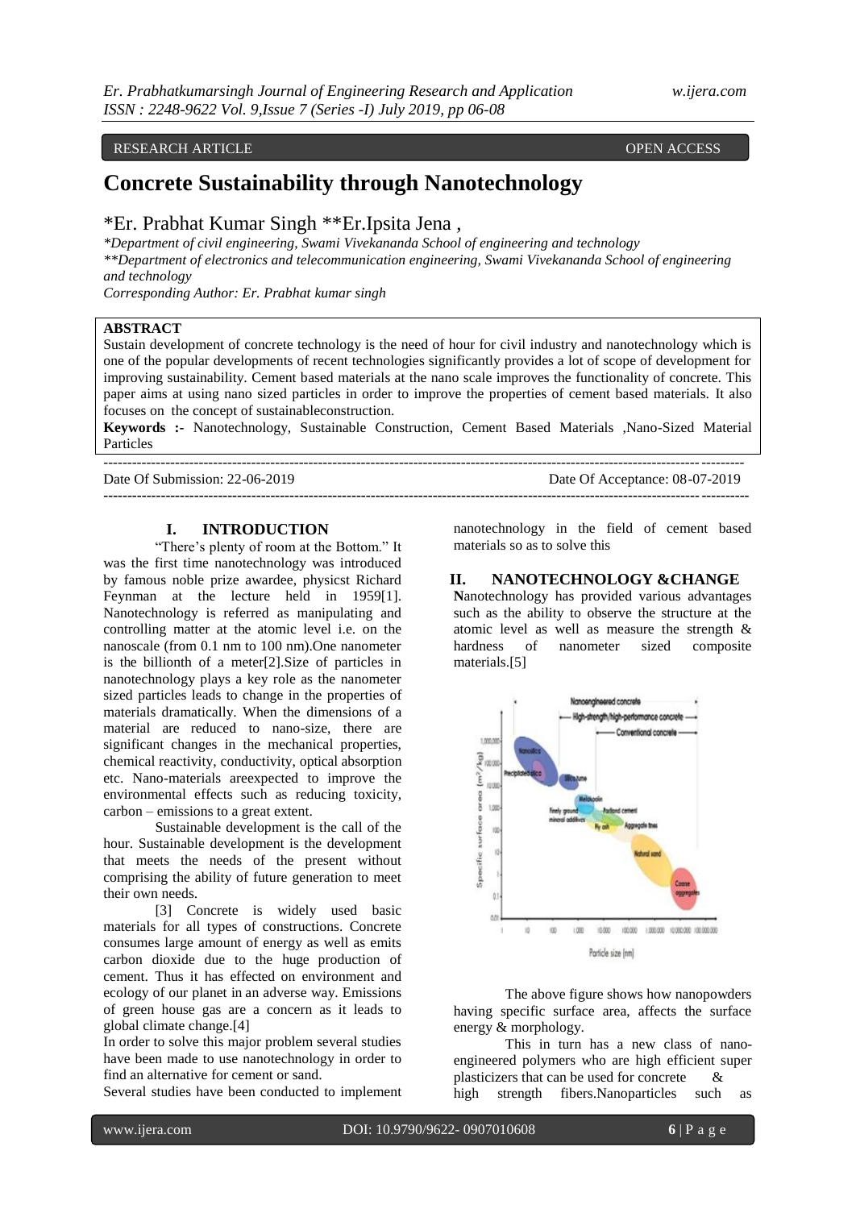RESEARCH ARTICLE OPEN ACCESS

# Concrete Sustainability through Nanotechnology

\*Er. Prabhat Kumar Singh \*\*Er.Ipsita Jena ,

*\*Department of civil engineering, Swami Vivekananda School of engineering and technology*
*\*\*Department of electronics and telecommunication engineering, Swami Vivekananda School of engineering and technology*
*Corresponding Author: Er. Prabhat kumar singh*

**ABSTRACT**

Sustain development of concrete technology is the need of hour for civil industry and nanotechnology which is one of the popular developments of recent technologies significantly provides a lot of scope of development for improving sustainability. Cement based materials at the nano scale improves the functionality of concrete. This paper aims at using nano sized particles in order to improve the properties of cement based materials. It also focuses on the concept of sustainableconstruction.

**Keywords :-** Nanotechnology, Sustainable Construction, Cement Based Materials ,Nano-Sized Material Particles

---

Date Of Submission: 22-06-2019 Date Of Acceptance: 08-07-2019

---

## I. INTRODUCTION

"There's plenty of room at the Bottom." It was the first time nanotechnology was introduced by famous noble prize awardee, physicst Richard Feynman at the lecture held in 1959[1]. Nanotechnology is referred as manipulating and controlling matter at the atomic level i.e. on the nanoscale (from 0.1 nm to 100 nm).One nanometer is the billionth of a meter[2].Size of particles in nanotechnology plays a key role as the nanometer sized particles leads to change in the properties of materials dramatically. When the dimensions of a material are reduced to nano-size, there are significant changes in the mechanical properties, chemical reactivity, conductivity, optical absorption etc. Nano-materials areexpected to improve the environmental effects such as reducing toxicity, carbon – emissions to a great extent.

Sustainable development is the call of the hour. Sustainable development is the development that meets the needs of the present without comprising the ability of future generation to meet their own needs.

[3] Concrete is widely used basic materials for all types of constructions. Concrete consumes large amount of energy as well as emits carbon dioxide due to the huge production of cement. Thus it has effected on environment and ecology of our planet in an adverse way. Emissions of green house gas are a concern as it leads to global climate change.[4]

In order to solve this major problem several studies have been made to use nanotechnology in order to find an alternative for cement or sand.

Several studies have been conducted to implement nanotechnology in the field of cement based materials so as to solve this

## II. NANOTECHNOLOGY &CHANGE

**N**anotechnology has provided various advantages such as the ability to observe the structure at the atomic level as well as measure the strength & hardness of nanometer sized composite materials.[5]

The above figure shows how nanopowders having specific surface area, affects the surface energy & morphology.

This in turn has a new class of nano-engineered polymers who are high efficient super plasticizers that can be used for concrete & high strength fibers.Nanoparticles such as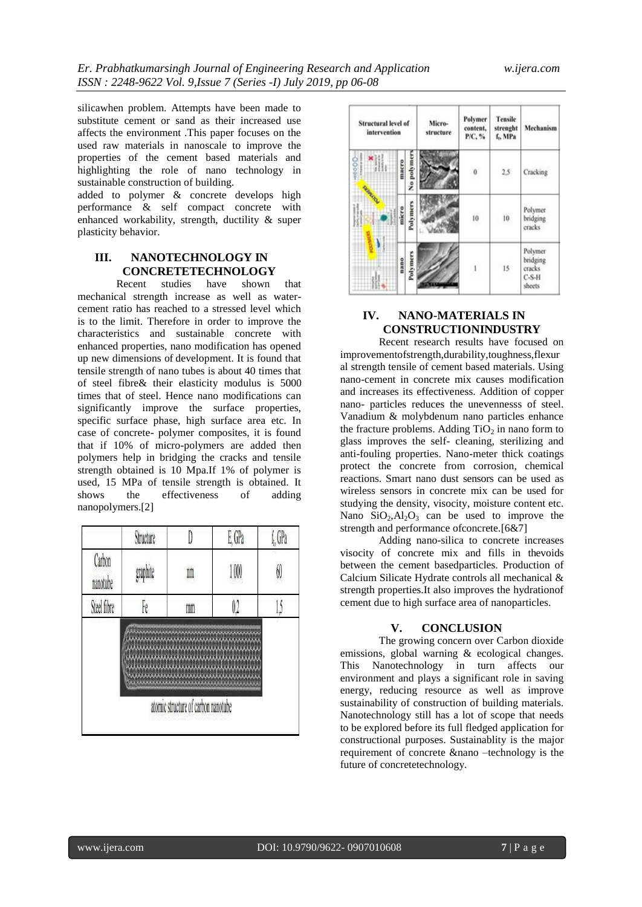silicawhen problem. Attempts have been made to substitute cement or sand as their increased use affects the environment .This paper focuses on the used raw materials in nanoscale to improve the properties of the cement based materials and highlighting the role of nano technology in sustainable construction of building.

added to polymer & concrete develops high performance & self compact concrete with enhanced workability, strength, ductility & super plasticity behavior.

## III. NANOTECHNOLOGY IN CONCRETETECHNOLOGY

Recent studies have shown that mechanical strength increase as well as water-cement ratio has reached to a stressed level which is to the limit. Therefore in order to improve the characteristics and sustainable concrete with enhanced properties, nano modification has opened up new dimensions of development. It is found that tensile strength of nano tubes is about 40 times that of steel fibre& their elasticity modulus is 5000 times that of steel. Hence nano modifications can significantly improve the surface properties, specific surface phase, high surface area etc. In case of concrete- polymer composites, it is found that if 10% of micro-polymers are added then polymers help in bridging the cracks and tensile strength obtained is 10 Mpa.If 1% of polymer is used, 15 MPa of tensile strength is obtained. It shows the effectiveness of adding nanopolymers.[2]

| | Structure | D | E, GPa | $f_t$, GPa |
|---|---|---|---|---|
| Carbon nanotube | graphite | nm | 1 000 | 60 |
| Steel fibre | Fe | mm | 0,2 | 1,5 |

atomic structure of carbon nanotube

| Structural level of intervention | | Micro-structure | Polymer content, P/C, % | Tensile strenght $f_t$, MPa | Mechanism |
|---|---|---|---|---|---|
| macro | No polymers | | 0 | 2,5 | Cracking |
| micro | Polymers | | 10 | 10 | Polymer bridging cracks |
| nano | Polymers | | 1 | 15 | Polymer bridging cracks C-S-H sheets |

## IV. NANO-MATERIALS IN CONSTRUCTIONINDUSTRY

Recent research results have focused on improvementofstrength,durability,toughness,flexural strength tensile of cement based materials. Using nano-cement in concrete mix causes modification and increases its effectiveness. Addition of copper nano- particles reduces the unevennesss of steel. Vanadium & molybdenum nano particles enhance the fracture problems. Adding $TiO_2$ in nano form to glass improves the self- cleaning, sterilizing and anti-fouling properties. Nano-meter thick coatings protect the concrete from corrosion, chemical reactions. Smart nano dust sensors can be used as wireless sensors in concrete mix can be used for studying the density, visocity, moisture content etc. Nano $SiO_2$,$Al_2O_3$ can be used to improve the strength and performance ofconcrete.[6&7]

Adding nano-silica to concrete increases visocity of concrete mix and fills in thevoids between the cement basedparticles. Production of Calcium Silicate Hydrate controls all mechanical & strength properties.It also improves the hydrationof cement due to high surface area of nanoparticles.

## V. CONCLUSION

The growing concern over Carbon dioxide emissions, global warning & ecological changes. This Nanotechnology in turn affects our environment and plays a significant role in saving energy, reducing resource as well as improve sustainability of construction of building materials. Nanotechnology still has a lot of scope that needs to be explored before its full fledged application for constructional purposes. Sustainablity is the major requirement of concrete &nano –technology is the future of concretetechnology.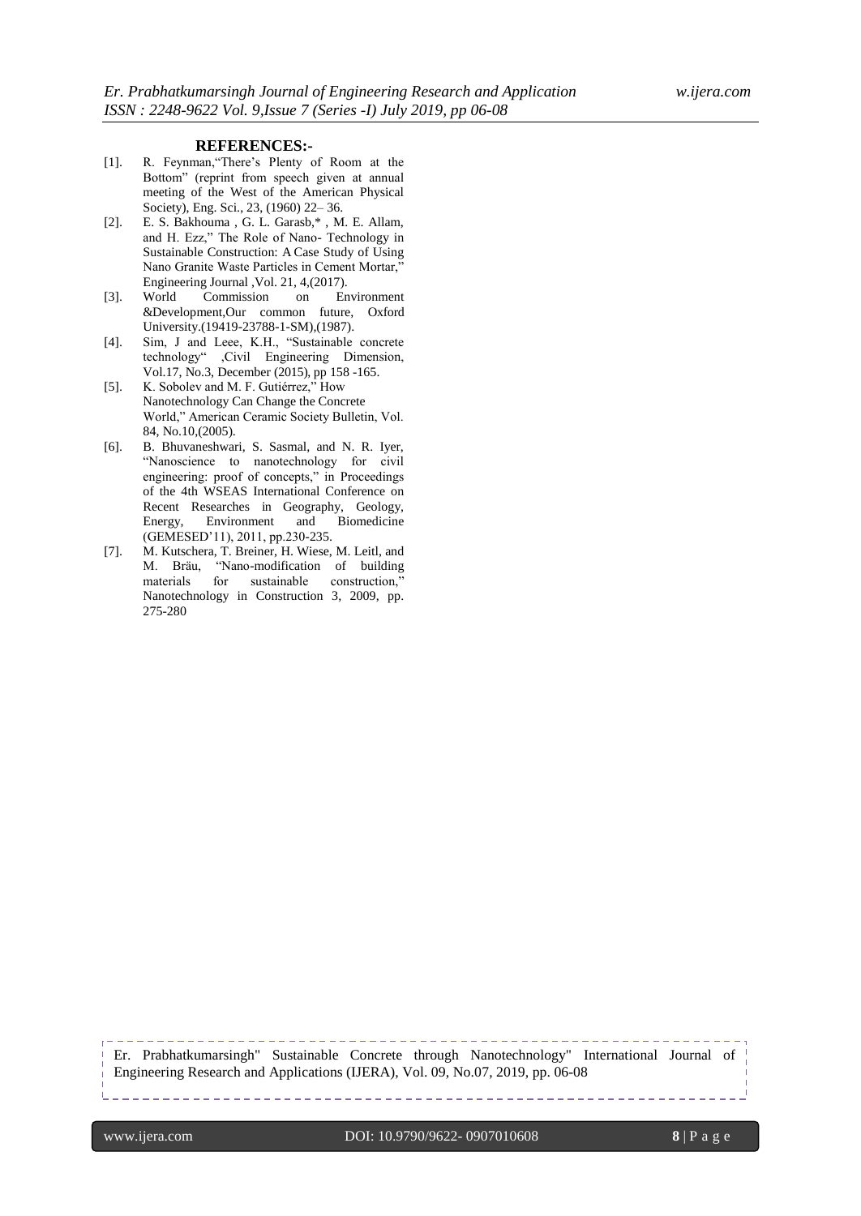## REFERENCES:-

[1]. R. Feynman,"There's Plenty of Room at the Bottom" (reprint from speech given at annual meeting of the West of the American Physical Society), Eng. Sci., 23, (1960) 22– 36.

[2]. E. S. Bakhouma , G. L. Garasb,* , M. E. Allam, and H. Ezz," The Role of Nano- Technology in Sustainable Construction: A Case Study of Using Nano Granite Waste Particles in Cement Mortar," Engineering Journal ,Vol. 21, 4,(2017).

[3]. World Commission on Environment &Development,Our common future, Oxford University.(19419-23788-1-SM),(1987).

[4]. Sim, J and Leee, K.H., "Sustainable concrete technology" ,Civil Engineering Dimension, Vol.17, No.3, December (2015), pp 158 -165.

[5]. K. Sobolev and M. F. Gutiérrez," How Nanotechnology Can Change the Concrete World," American Ceramic Society Bulletin, Vol. 84, No.10,(2005).

[6]. B. Bhuvaneshwari, S. Sasmal, and N. R. Iyer, "Nanoscience to nanotechnology for civil engineering: proof of concepts," in Proceedings of the 4th WSEAS International Conference on Recent Researches in Geography, Geology, Energy, Environment and Biomedicine (GEMESED'11), 2011, pp.230-235.

[7]. M. Kutschera, T. Breiner, H. Wiese, M. Leitl, and M. Bräu, "Nano-modification of building materials for sustainable construction," Nanotechnology in Construction 3, 2009, pp. 275-280

Er. Prabhatkumarsingh" Sustainable Concrete through Nanotechnology" International Journal of Engineering Research and Applications (IJERA), Vol. 09, No.07, 2019, pp. 06-08